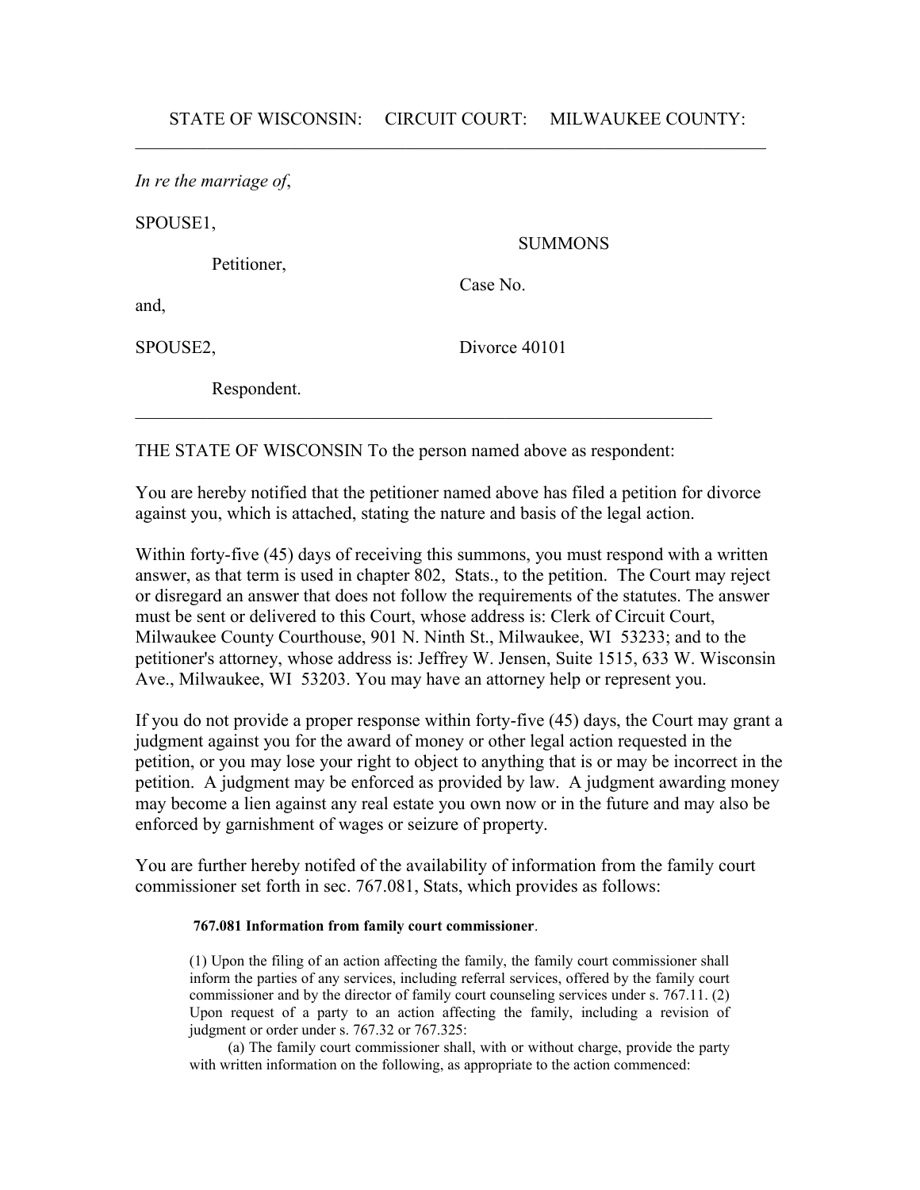STATE OF WISCONSIN: CIRCUIT COURT: MILWAUKEE COUNTY:

---

*In re the marriage of*,

SPOUSE1,

Petitioner,

and,

SPOUSE2,

Respondent.

SUMMONS

Case No.

Divorce 40101

---

THE STATE OF WISCONSIN To the person named above as respondent:

You are hereby notified that the petitioner named above has filed a petition for divorce against you, which is attached, stating the nature and basis of the legal action.

Within forty-five (45) days of receiving this summons, you must respond with a written answer, as that term is used in chapter 802, Stats., to the petition. The Court may reject or disregard an answer that does not follow the requirements of the statutes. The answer must be sent or delivered to this Court, whose address is: Clerk of Circuit Court, Milwaukee County Courthouse, 901 N. Ninth St., Milwaukee, WI 53233; and to the petitioner's attorney, whose address is: Jeffrey W. Jensen, Suite 1515, 633 W. Wisconsin Ave., Milwaukee, WI 53203. You may have an attorney help or represent you.

If you do not provide a proper response within forty-five (45) days, the Court may grant a judgment against you for the award of money or other legal action requested in the petition, or you may lose your right to object to anything that is or may be incorrect in the petition. A judgment may be enforced as provided by law. A judgment awarding money may become a lien against any real estate you own now or in the future and may also be enforced by garnishment of wages or seizure of property.

You are further hereby notifed of the availability of information from the family court commissioner set forth in sec. 767.081, Stats, which provides as follows:

**767.081 Information from family court commissioner**.

(1) Upon the filing of an action affecting the family, the family court commissioner shall inform the parties of any services, including referral services, offered by the family court commissioner and by the director of family court counseling services under s. 767.11. (2) Upon request of a party to an action affecting the family, including a revision of judgment or order under s. 767.32 or 767.325:

(a) The family court commissioner shall, with or without charge, provide the party with written information on the following, as appropriate to the action commenced: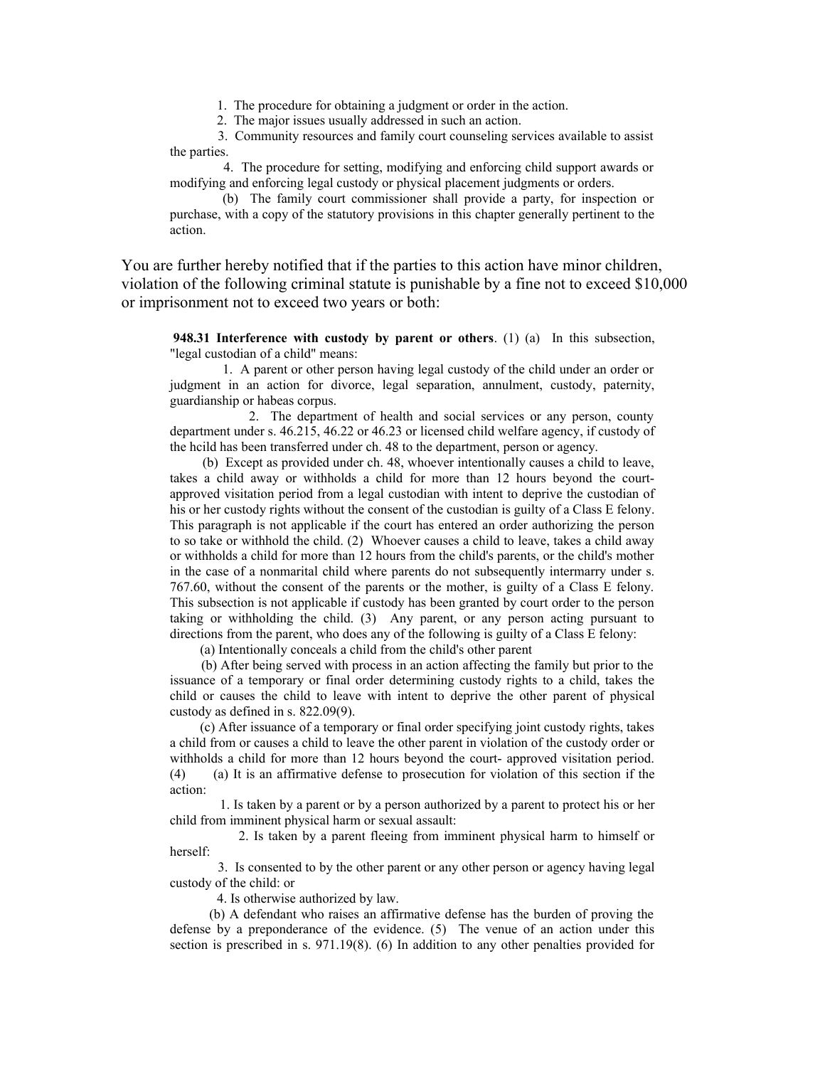1. The procedure for obtaining a judgment or order in the action.

2. The major issues usually addressed in such an action.

3. Community resources and family court counseling services available to assist the parties.

4. The procedure for setting, modifying and enforcing child support awards or modifying and enforcing legal custody or physical placement judgments or orders.

(b) The family court commissioner shall provide a party, for inspection or purchase, with a copy of the statutory provisions in this chapter generally pertinent to the action.

You are further hereby notified that if the parties to this action have minor children, violation of the following criminal statute is punishable by a fine not to exceed $10,000 or imprisonment not to exceed two years or both:

**948.31 Interference with custody by parent or others**. (1) (a) In this subsection, "legal custodian of a child" means:

1. A parent or other person having legal custody of the child under an order or judgment in an action for divorce, legal separation, annulment, custody, paternity, guardianship or habeas corpus.

2. The department of health and social services or any person, county department under s. 46.215, 46.22 or 46.23 or licensed child welfare agency, if custody of the hcild has been transferred under ch. 48 to the department, person or agency.

(b) Except as provided under ch. 48, whoever intentionally causes a child to leave, takes a child away or withholds a child for more than 12 hours beyond the court-approved visitation period from a legal custodian with intent to deprive the custodian of his or her custody rights without the consent of the custodian is guilty of a Class E felony. This paragraph is not applicable if the court has entered an order authorizing the person to so take or withhold the child. (2) Whoever causes a child to leave, takes a child away or withholds a child for more than 12 hours from the child's parents, or the child's mother in the case of a nonmarital child where parents do not subsequently intermarry under s. 767.60, without the consent of the parents or the mother, is guilty of a Class E felony. This subsection is not applicable if custody has been granted by court order to the person taking or withholding the child. (3) Any parent, or any person acting pursuant to directions from the parent, who does any of the following is guilty of a Class E felony:

(a) Intentionally conceals a child from the child's other parent

(b) After being served with process in an action affecting the family but prior to the issuance of a temporary or final order determining custody rights to a child, takes the child or causes the child to leave with intent to deprive the other parent of physical custody as defined in s. 822.09(9).

(c) After issuance of a temporary or final order specifying joint custody rights, takes a child from or causes a child to leave the other parent in violation of the custody order or withholds a child for more than 12 hours beyond the court- approved visitation period. (4) (a) It is an affirmative defense to prosecution for violation of this section if the action:

1. Is taken by a parent or by a person authorized by a parent to protect his or her child from imminent physical harm or sexual assault:

2. Is taken by a parent fleeing from imminent physical harm to himself or herself:

3. Is consented to by the other parent or any other person or agency having legal custody of the child: or

4. Is otherwise authorized by law.

(b) A defendant who raises an affirmative defense has the burden of proving the defense by a preponderance of the evidence. (5) The venue of an action under this section is prescribed in s. 971.19(8). (6) In addition to any other penalties provided for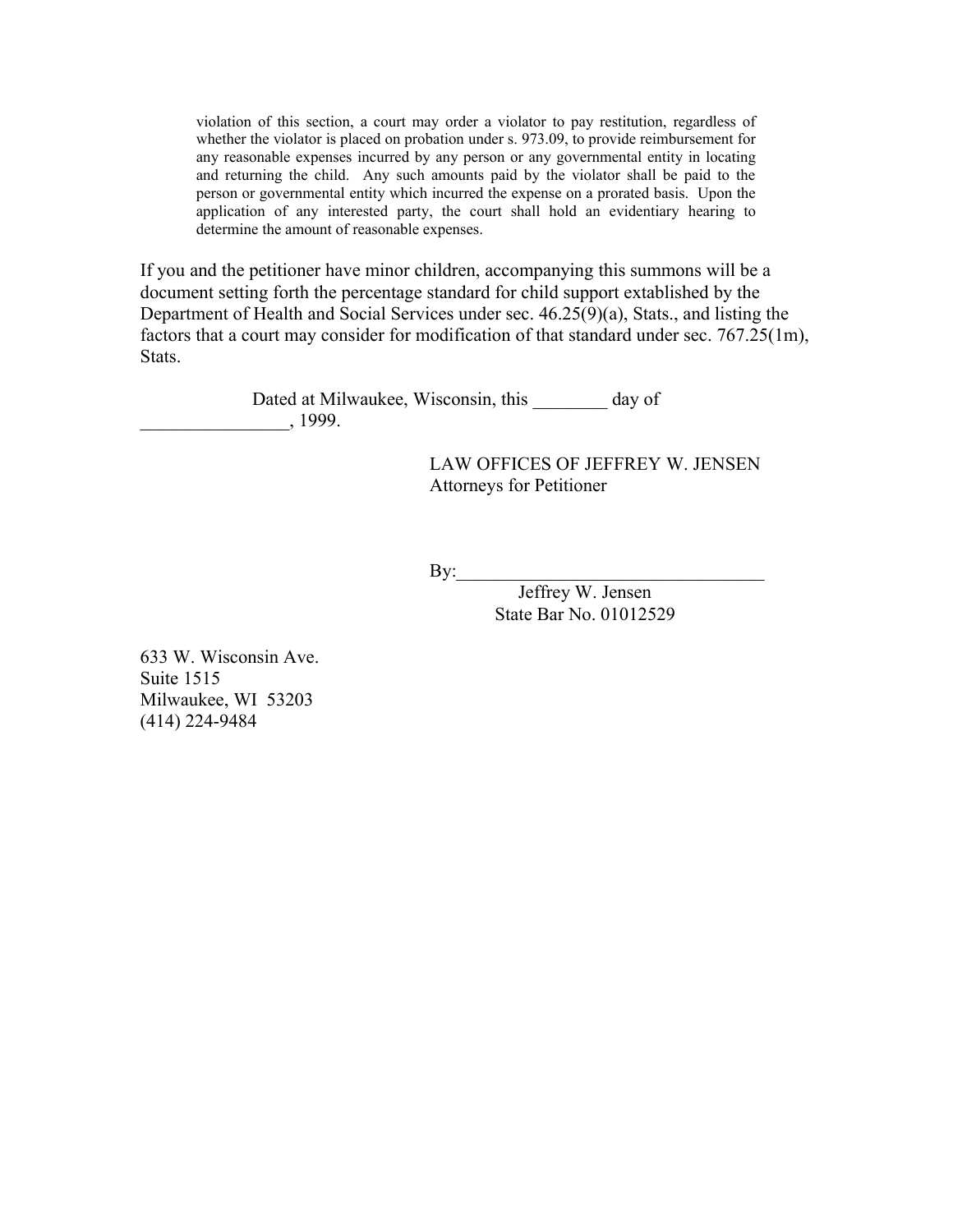> violation of this section, a court may order a violator to pay restitution, regardless of whether the violator is placed on probation under s. 973.09, to provide reimbursement for any reasonable expenses incurred by any person or any governmental entity in locating and returning the child. Any such amounts paid by the violator shall be paid to the person or governmental entity which incurred the expense on a prorated basis. Upon the application of any interested party, the court shall hold an evidentiary hearing to determine the amount of reasonable expenses.

If you and the petitioner have minor children, accompanying this summons will be a document setting forth the percentage standard for child support extablished by the Department of Health and Social Services under sec. 46.25(9)(a), Stats., and listing the factors that a court may consider for modification of that standard under sec. 767.25(1m), Stats.

Dated at Milwaukee, Wisconsin, this ________ day of ________________, 1999.

LAW OFFICES OF JEFFREY W. JENSEN
Attorneys for Petitioner

By:_________________________________
Jeffrey W. Jensen
State Bar No. 01012529

633 W. Wisconsin Ave.
Suite 1515
Milwaukee, WI 53203
(414) 224-9484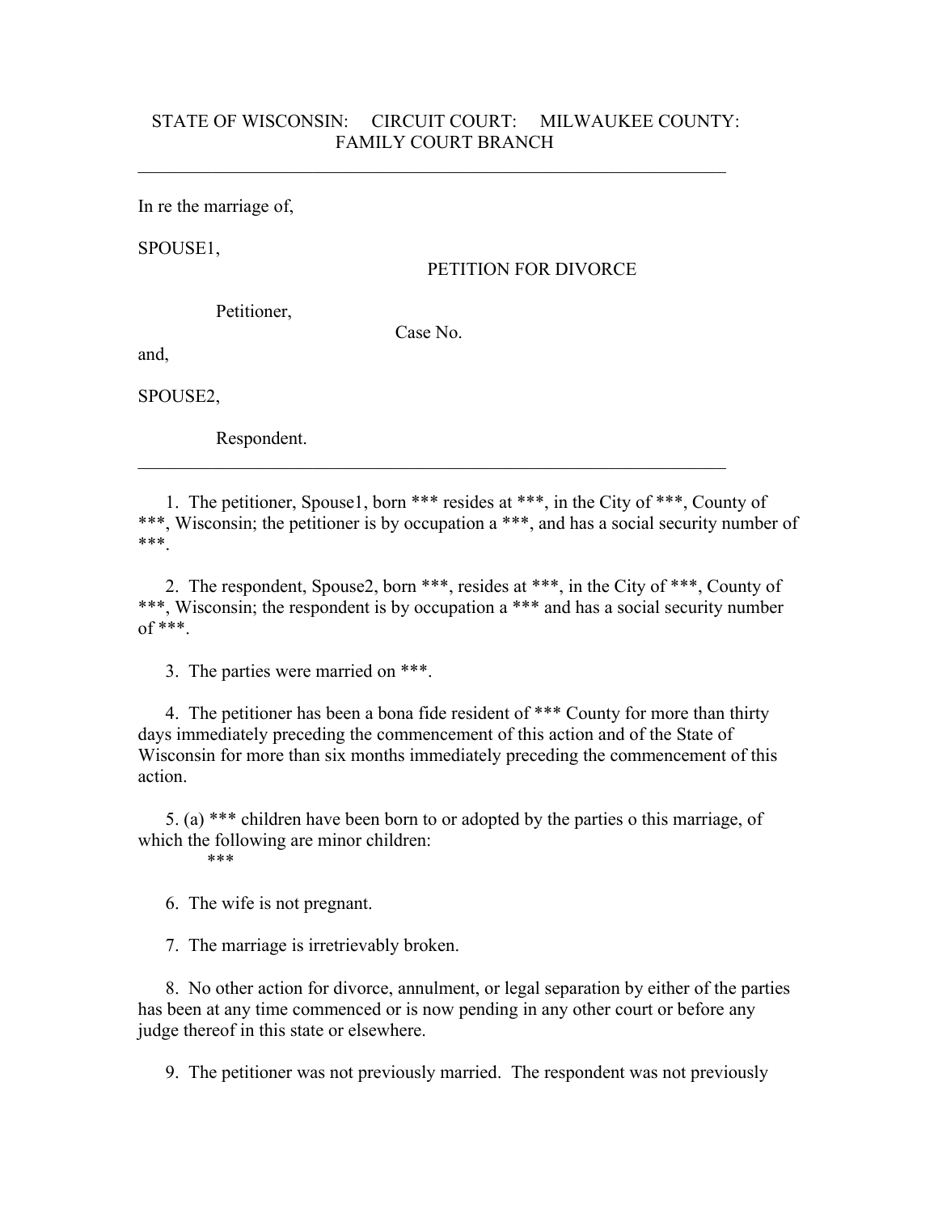STATE OF WISCONSIN: CIRCUIT COURT: MILWAUKEE COUNTY:
FAMILY COURT BRANCH

---

In re the marriage of,

SPOUSE1,

PETITION FOR DIVORCE

Petitioner,

Case No.

and,

SPOUSE2,

Respondent.

---

1. The petitioner, Spouse1, born *** resides at ***, in the City of ***, County of ***, Wisconsin; the petitioner is by occupation a ***, and has a social security number of ***.

2. The respondent, Spouse2, born ***, resides at ***, in the City of ***, County of ***, Wisconsin; the respondent is by occupation a *** and has a social security number of ***.

3. The parties were married on ***.

4. The petitioner has been a bona fide resident of *** County for more than thirty days immediately preceding the commencement of this action and of the State of Wisconsin for more than six months immediately preceding the commencement of this action.

5. (a) *** children have been born to or adopted by the parties o this marriage, of which the following are minor children:

   ***

6. The wife is not pregnant.

7. The marriage is irretrievably broken.

8. No other action for divorce, annulment, or legal separation by either of the parties has been at any time commenced or is now pending in any other court or before any judge thereof in this state or elsewhere.

9. The petitioner was not previously married. The respondent was not previously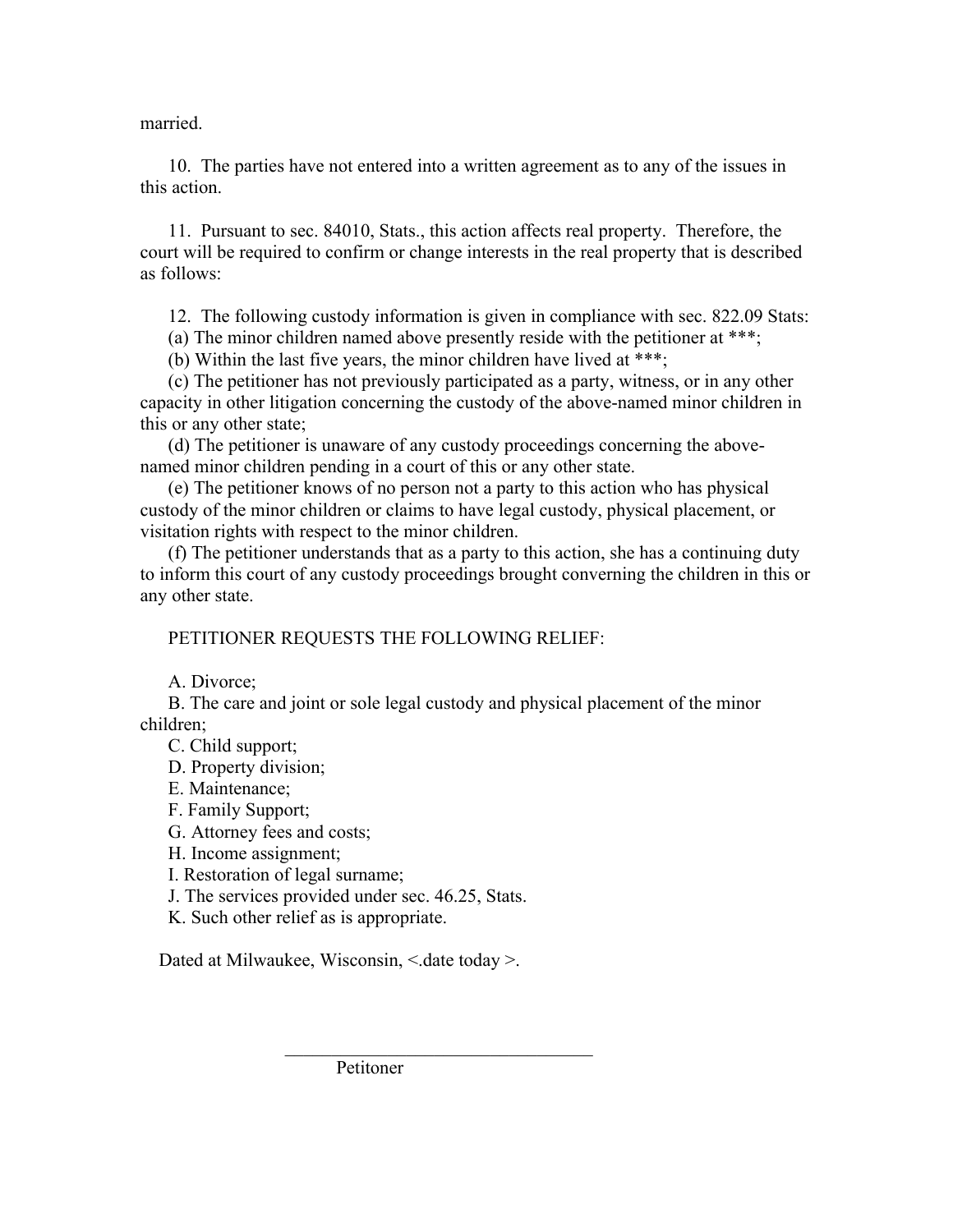married.

10. The parties have not entered into a written agreement as to any of the issues in this action.

11. Pursuant to sec. 84010, Stats., this action affects real property. Therefore, the court will be required to confirm or change interests in the real property that is described as follows:

12. The following custody information is given in compliance with sec. 822.09 Stats:

(a) The minor children named above presently reside with the petitioner at ***;

(b) Within the last five years, the minor children have lived at ***;

(c) The petitioner has not previously participated as a party, witness, or in any other capacity in other litigation concerning the custody of the above-named minor children in this or any other state;

(d) The petitioner is unaware of any custody proceedings concerning the above-named minor children pending in a court of this or any other state.

(e) The petitioner knows of no person not a party to this action who has physical custody of the minor children or claims to have legal custody, physical placement, or visitation rights with respect to the minor children.

(f) The petitioner understands that as a party to this action, she has a continuing duty to inform this court of any custody proceedings brought converning the children in this or any other state.

PETITIONER REQUESTS THE FOLLOWING RELIEF:

A. Divorce;

B. The care and joint or sole legal custody and physical placement of the minor children;

C. Child support;

D. Property division;

E. Maintenance;

F. Family Support;

G. Attorney fees and costs;

H. Income assignment;

I. Restoration of legal surname;

J. The services provided under sec. 46.25, Stats.

K. Such other relief as is appropriate.

Dated at Milwaukee, Wisconsin, <.date today >.

___________________________________

Petitoner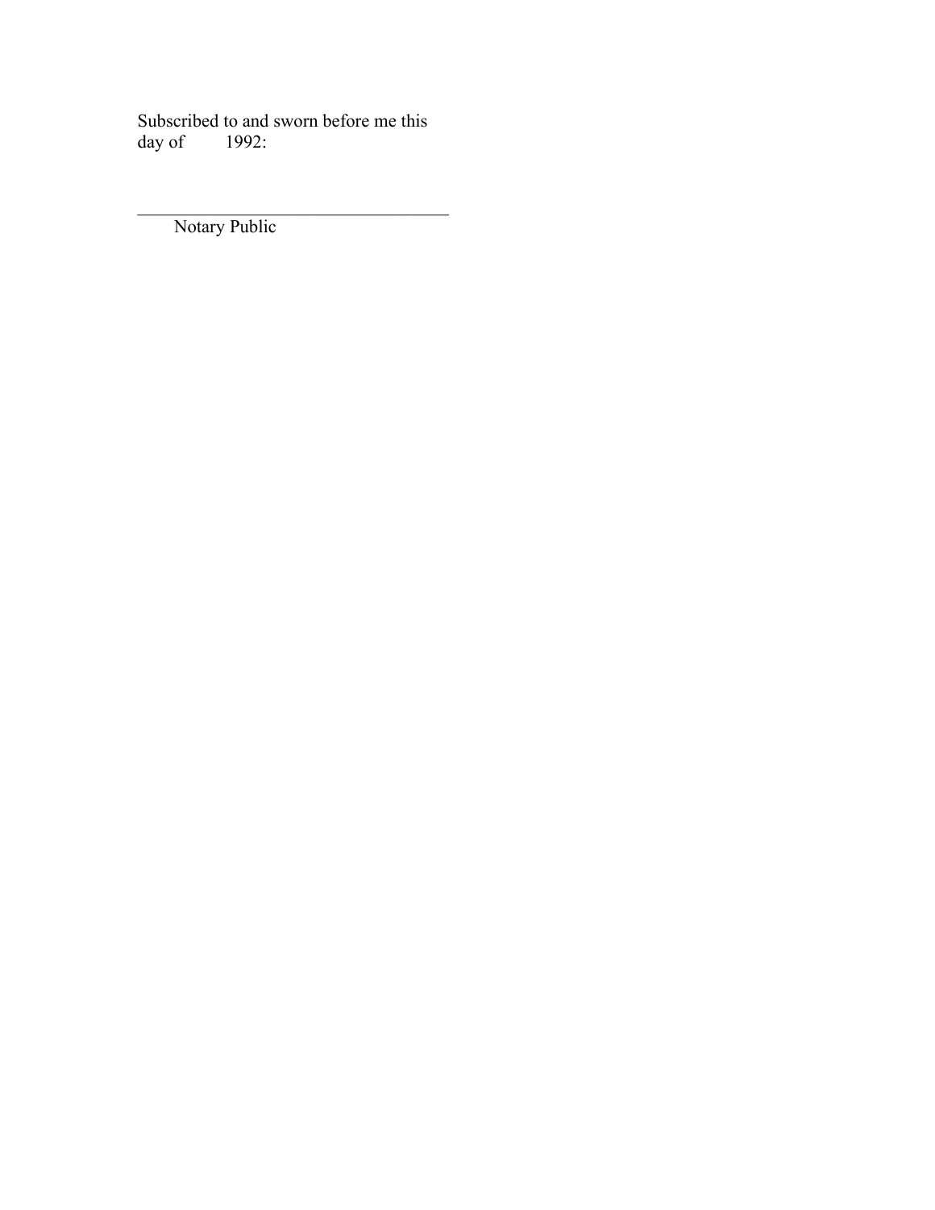Subscribed to and sworn before me this
day of 1992:

\_\_\_\_\_\_\_\_\_\_\_\_\_\_\_\_\_\_\_\_\_\_\_\_\_\_\_\_\_\_\_\_\_\_\_\_

Notary Public